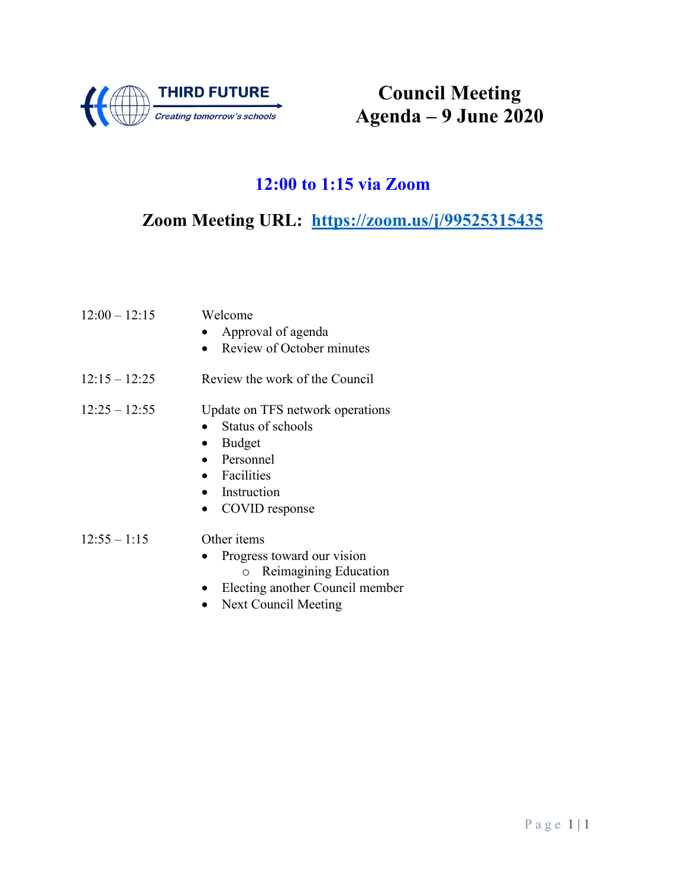THIRD FUTURE

*Creating tomorrow's schools*

# Council Meeting
# Agenda – 9 June 2020

## 12:00 to 1:15 via Zoom

## Zoom Meeting URL: [https://zoom.us/j/99525315435](https://zoom.us/j/99525315435)

| | |
|---|---|
| 12:00 – 12:15 | Welcome<br>• Approval of agenda<br>• Review of October minutes |
| 12:15 – 12:25 | Review the work of the Council |
| 12:25 – 12:55 | Update on TFS network operations<br>• Status of schools<br>• Budget<br>• Personnel<br>• Facilities<br>• Instruction<br>• COVID response |
| 12:55 – 1:15 | Other items<br>• Progress toward our vision<br>    o Reimagining Education<br>• Electing another Council member<br>• Next Council Meeting |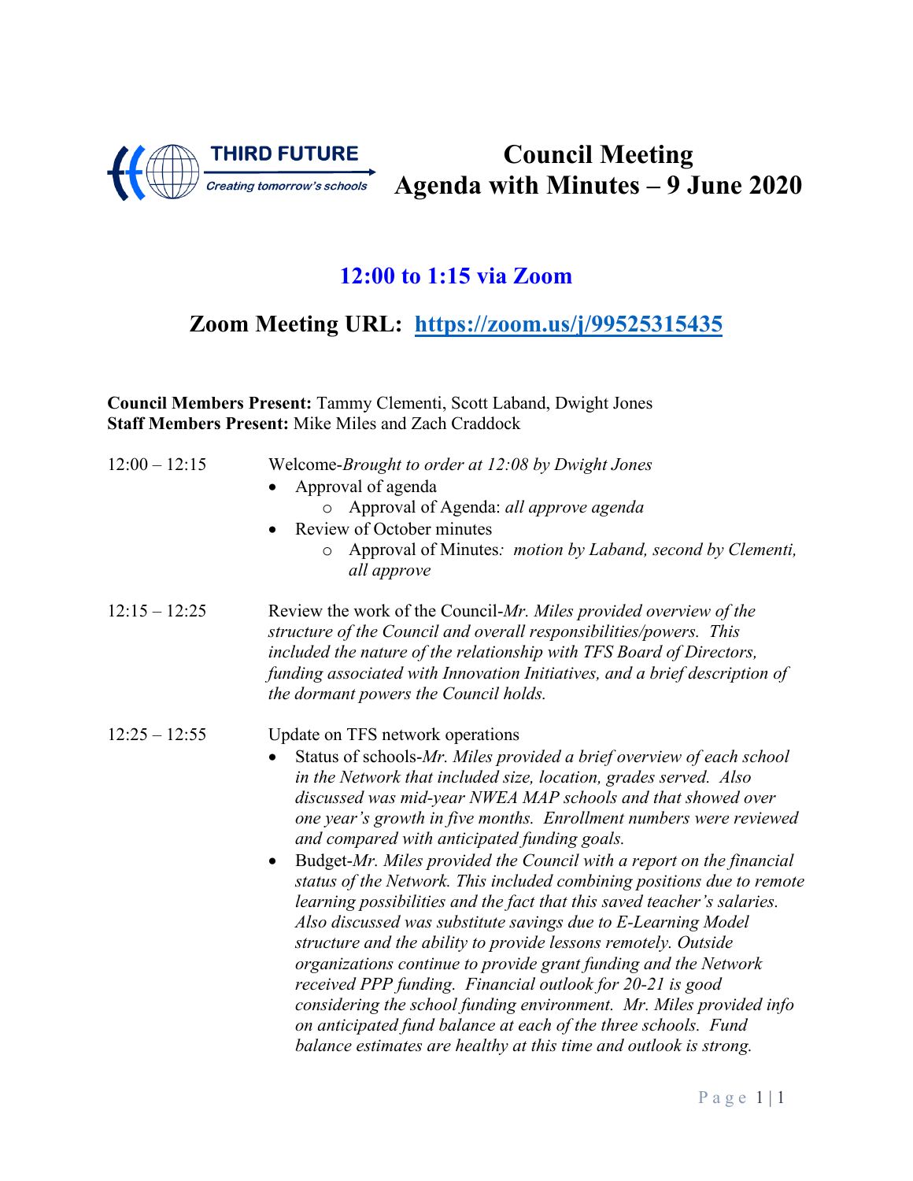THIRD FUTURE
*Creating tomorrow's schools*

# Council Meeting
# Agenda with Minutes – 9 June 2020

## 12:00 to 1:15 via Zoom

## Zoom Meeting URL: [https://zoom.us/j/99525315435](https://zoom.us/j/99525315435)

**Council Members Present:** Tammy Clementi, Scott Laband, Dwight Jones
**Staff Members Present:** Mike Miles and Zach Craddock

12:00 – 12:15 Welcome-*Brought to order at 12:08 by Dwight Jones*

- Approval of agenda
  - Approval of Agenda: *all approve agenda*
- Review of October minutes
  - Approval of Minutes*: motion by Laband, second by Clementi, all approve*

12:15 – 12:25 Review the work of the Council-*Mr. Miles provided overview of the structure of the Council and overall responsibilities/powers. This included the nature of the relationship with TFS Board of Directors, funding associated with Innovation Initiatives, and a brief description of the dormant powers the Council holds.*

12:25 – 12:55 Update on TFS network operations

- Status of schools-*Mr. Miles provided a brief overview of each school in the Network that included size, location, grades served. Also discussed was mid-year NWEA MAP schools and that showed over one year's growth in five months. Enrollment numbers were reviewed and compared with anticipated funding goals.*
- Budget-*Mr. Miles provided the Council with a report on the financial status of the Network. This included combining positions due to remote learning possibilities and the fact that this saved teacher's salaries. Also discussed was substitute savings due to E-Learning Model structure and the ability to provide lessons remotely. Outside organizations continue to provide grant funding and the Network received PPP funding. Financial outlook for 20-21 is good considering the school funding environment. Mr. Miles provided info on anticipated fund balance at each of the three schools. Fund balance estimates are healthy at this time and outlook is strong.*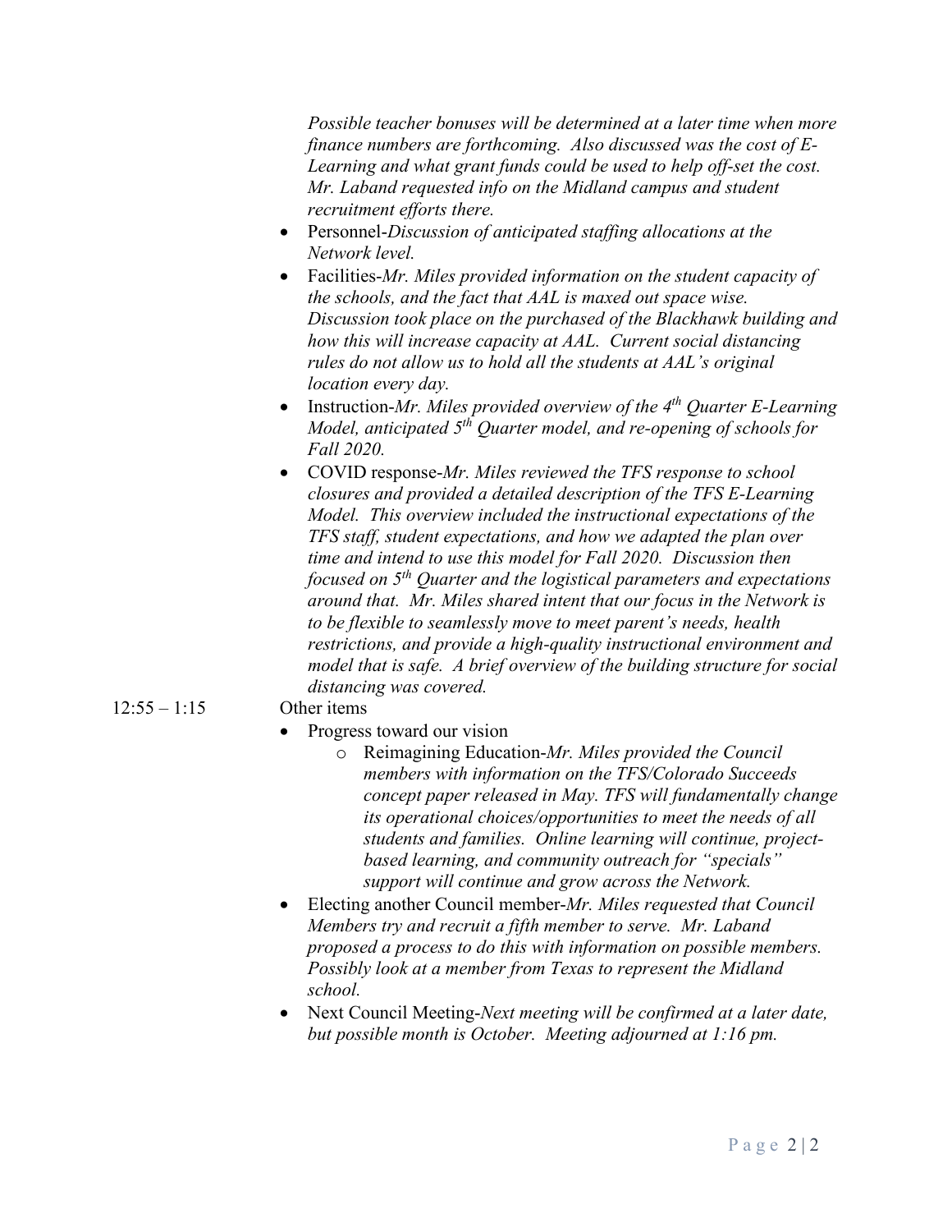*Possible teacher bonuses will be determined at a later time when more finance numbers are forthcoming. Also discussed was the cost of E-Learning and what grant funds could be used to help off-set the cost. Mr. Laband requested info on the Midland campus and student recruitment efforts there.*

- Personnel-*Discussion of anticipated staffing allocations at the Network level.*
- Facilities-*Mr. Miles provided information on the student capacity of the schools, and the fact that AAL is maxed out space wise. Discussion took place on the purchased of the Blackhawk building and how this will increase capacity at AAL. Current social distancing rules do not allow us to hold all the students at AAL's original location every day.*
- Instruction-*Mr. Miles provided overview of the 4th Quarter E-Learning Model, anticipated 5th Quarter model, and re-opening of schools for Fall 2020.*
- COVID response-*Mr. Miles reviewed the TFS response to school closures and provided a detailed description of the TFS E-Learning Model. This overview included the instructional expectations of the TFS staff, student expectations, and how we adapted the plan over time and intend to use this model for Fall 2020. Discussion then focused on 5th Quarter and the logistical parameters and expectations around that. Mr. Miles shared intent that our focus in the Network is to be flexible to seamlessly move to meet parent's needs, health restrictions, and provide a high-quality instructional environment and model that is safe. A brief overview of the building structure for social distancing was covered.*

12:55 – 1:15 Other items

- Progress toward our vision
  - Reimagining Education-*Mr. Miles provided the Council members with information on the TFS/Colorado Succeeds concept paper released in May. TFS will fundamentally change its operational choices/opportunities to meet the needs of all students and families. Online learning will continue, project-based learning, and community outreach for "specials" support will continue and grow across the Network.*
- Electing another Council member-*Mr. Miles requested that Council Members try and recruit a fifth member to serve. Mr. Laband proposed a process to do this with information on possible members. Possibly look at a member from Texas to represent the Midland school.*
- Next Council Meeting-*Next meeting will be confirmed at a later date, but possible month is October. Meeting adjourned at 1:16 pm.*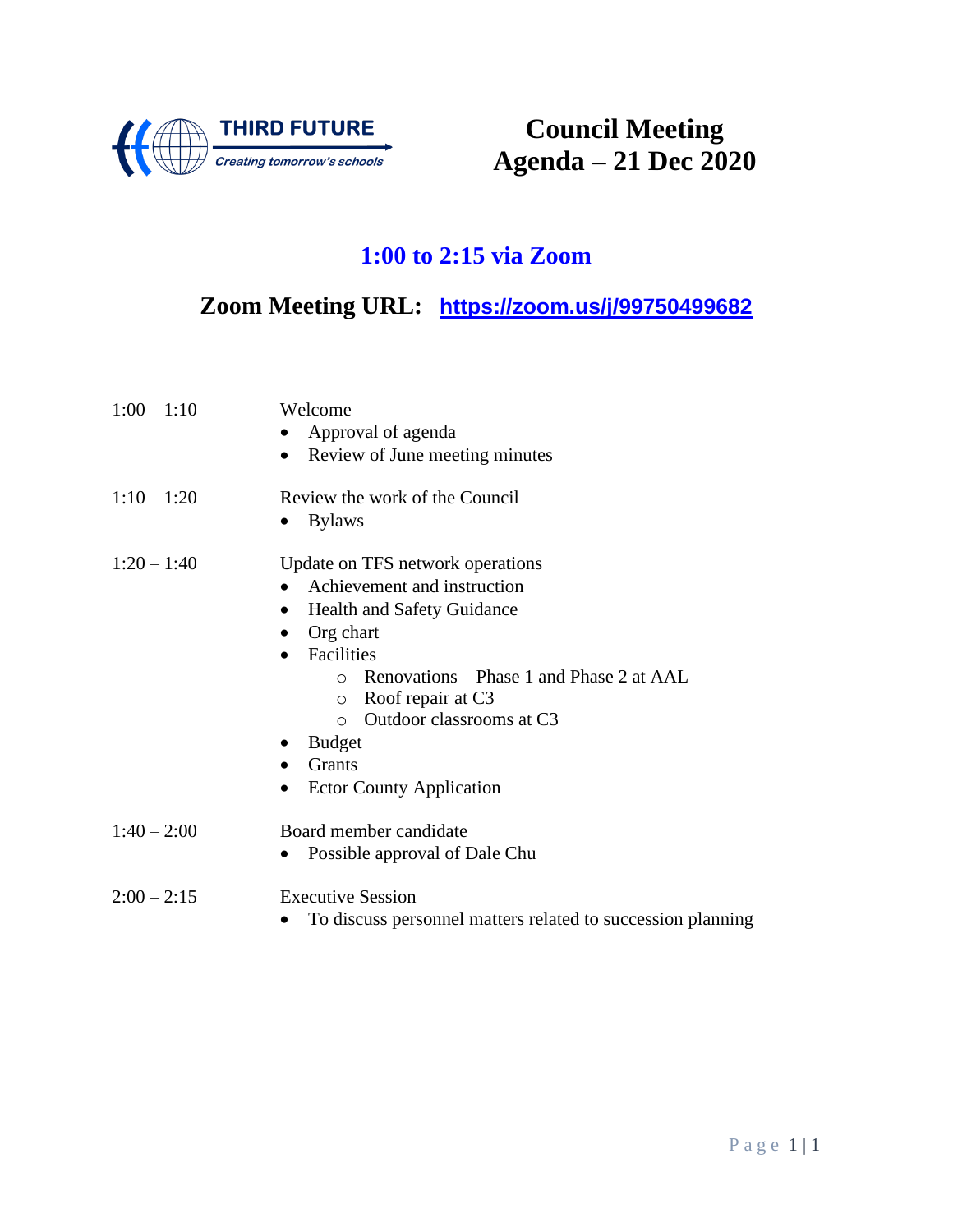THIRD FUTURE
*Creating tomorrow's schools*

# Council Meeting Agenda – 21 Dec 2020

## 1:00 to 2:15 via Zoom

## Zoom Meeting URL: https://zoom.us/j/99750499682

| | |
|---|---|
| 1:00 – 1:10 | Welcome<br>• Approval of agenda<br>• Review of June meeting minutes |
| 1:10 – 1:20 | Review the work of the Council<br>• Bylaws |
| 1:20 – 1:40 | Update on TFS network operations<br>• Achievement and instruction<br>• Health and Safety Guidance<br>• Org chart<br>• Facilities<br>  ○ Renovations – Phase 1 and Phase 2 at AAL<br>  ○ Roof repair at C3<br>  ○ Outdoor classrooms at C3<br>• Budget<br>• Grants<br>• Ector County Application |
| 1:40 – 2:00 | Board member candidate<br>• Possible approval of Dale Chu |
| 2:00 – 2:15 | Executive Session<br>• To discuss personnel matters related to succession planning |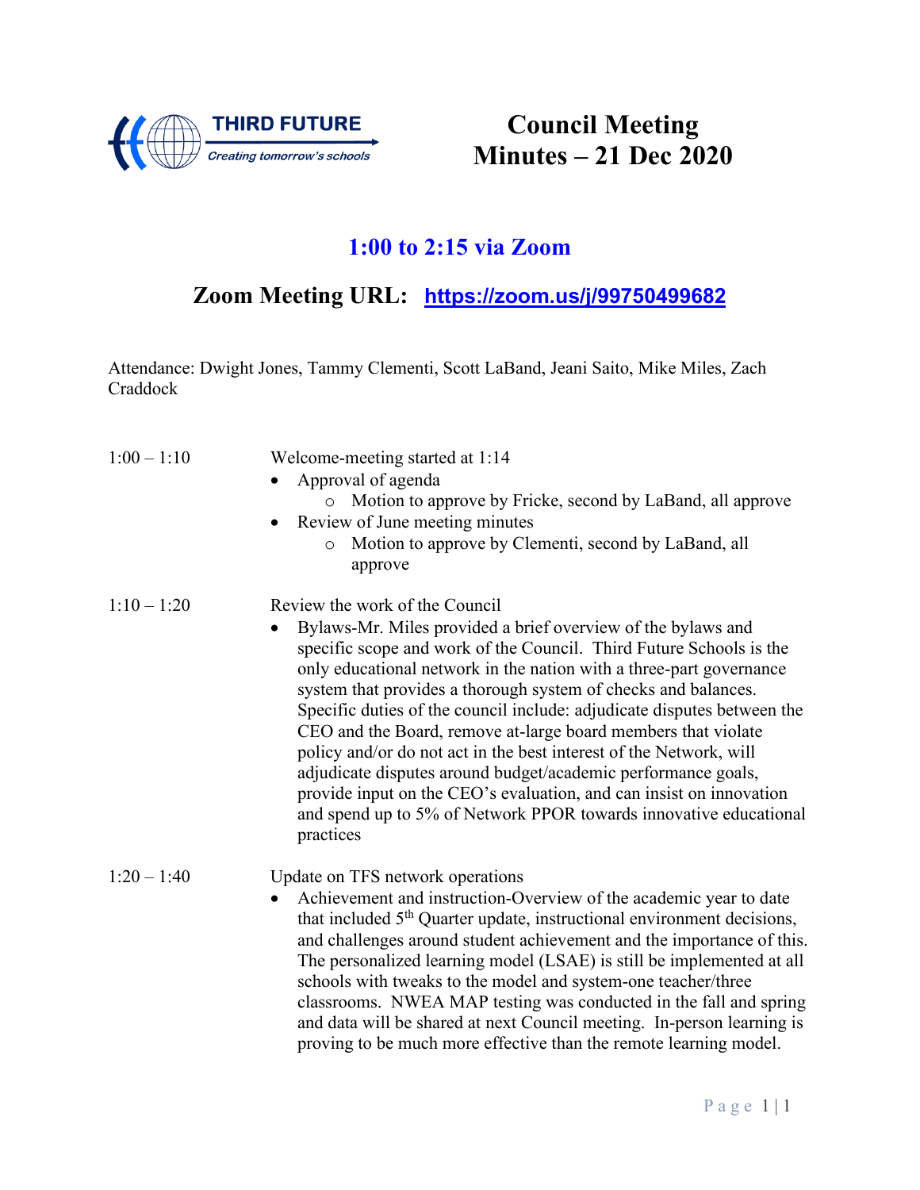THIRD FUTURE
*Creating tomorrow's schools*

# Council Meeting Minutes – 21 Dec 2020

## 1:00 to 2:15 via Zoom

## Zoom Meeting URL: [https://zoom.us/j/99750499682](https://zoom.us/j/99750499682)

Attendance: Dwight Jones, Tammy Clementi, Scott LaBand, Jeani Saito, Mike Miles, Zach Craddock

**1:00 – 1:10** Welcome-meeting started at 1:14

- Approval of agenda
  - Motion to approve by Fricke, second by LaBand, all approve
- Review of June meeting minutes
  - Motion to approve by Clementi, second by LaBand, all approve

**1:10 – 1:20** Review the work of the Council

- Bylaws-Mr. Miles provided a brief overview of the bylaws and specific scope and work of the Council. Third Future Schools is the only educational network in the nation with a three-part governance system that provides a thorough system of checks and balances. Specific duties of the council include: adjudicate disputes between the CEO and the Board, remove at-large board members that violate policy and/or do not act in the best interest of the Network, will adjudicate disputes around budget/academic performance goals, provide input on the CEO's evaluation, and can insist on innovation and spend up to 5% of Network PPOR towards innovative educational practices

**1:20 – 1:40** Update on TFS network operations

- Achievement and instruction-Overview of the academic year to date that included 5th Quarter update, instructional environment decisions, and challenges around student achievement and the importance of this. The personalized learning model (LSAE) is still be implemented at all schools with tweaks to the model and system-one teacher/three classrooms. NWEA MAP testing was conducted in the fall and spring and data will be shared at next Council meeting. In-person learning is proving to be much more effective than the remote learning model.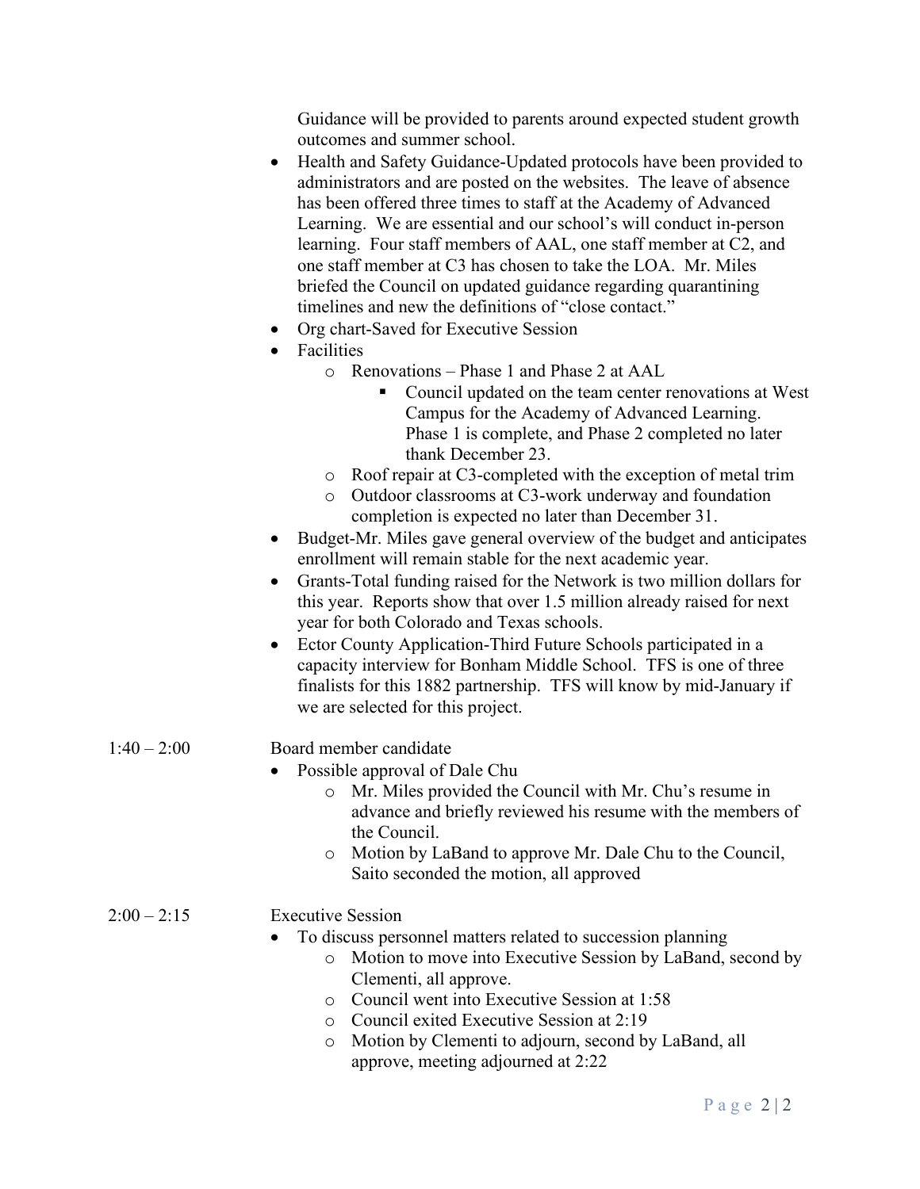Guidance will be provided to parents around expected student growth outcomes and summer school.

- Health and Safety Guidance-Updated protocols have been provided to administrators and are posted on the websites. The leave of absence has been offered three times to staff at the Academy of Advanced Learning. We are essential and our school's will conduct in-person learning. Four staff members of AAL, one staff member at C2, and one staff member at C3 has chosen to take the LOA. Mr. Miles briefed the Council on updated guidance regarding quarantining timelines and new the definitions of "close contact."
- Org chart-Saved for Executive Session
- Facilities
  - Renovations – Phase 1 and Phase 2 at AAL
    - Council updated on the team center renovations at West Campus for the Academy of Advanced Learning. Phase 1 is complete, and Phase 2 completed no later thank December 23.
  - Roof repair at C3-completed with the exception of metal trim
  - Outdoor classrooms at C3-work underway and foundation completion is expected no later than December 31.
- Budget-Mr. Miles gave general overview of the budget and anticipates enrollment will remain stable for the next academic year.
- Grants-Total funding raised for the Network is two million dollars for this year. Reports show that over 1.5 million already raised for next year for both Colorado and Texas schools.
- Ector County Application-Third Future Schools participated in a capacity interview for Bonham Middle School. TFS is one of three finalists for this 1882 partnership. TFS will know by mid-January if we are selected for this project.

1:40 – 2:00 Board member candidate

- Possible approval of Dale Chu
  - Mr. Miles provided the Council with Mr. Chu's resume in advance and briefly reviewed his resume with the members of the Council.
  - Motion by LaBand to approve Mr. Dale Chu to the Council, Saito seconded the motion, all approved

2:00 – 2:15 Executive Session

- To discuss personnel matters related to succession planning
  - Motion to move into Executive Session by LaBand, second by Clementi, all approve.
  - Council went into Executive Session at 1:58
  - Council exited Executive Session at 2:19
  - Motion by Clementi to adjourn, second by LaBand, all approve, meeting adjourned at 2:22